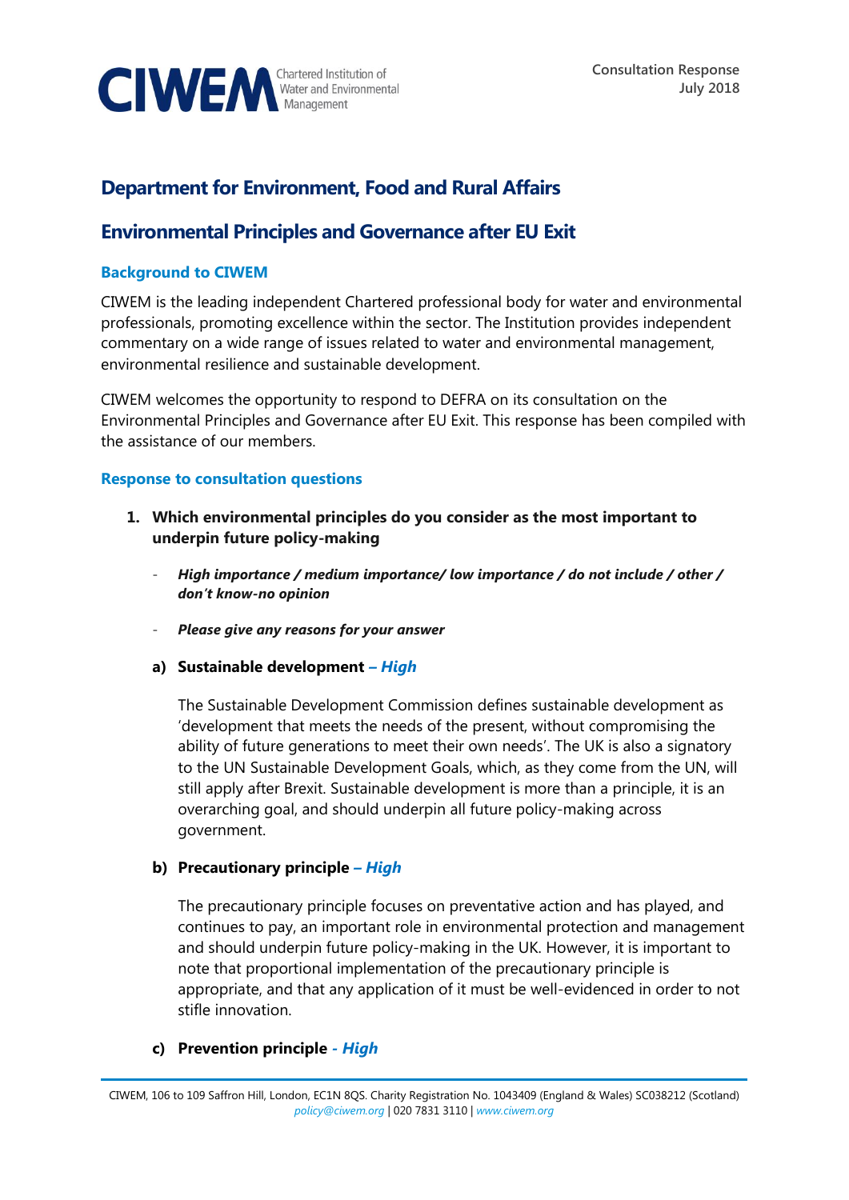**CIWEM** Chartered Institution of Water and Environmental Management

Consultation Response
July 2018

# Department for Environment, Food and Rural Affairs

# Environmental Principles and Governance after EU Exit

### Background to CIWEM

CIWEM is the leading independent Chartered professional body for water and environmental professionals, promoting excellence within the sector. The Institution provides independent commentary on a wide range of issues related to water and environmental management, environmental resilience and sustainable development.

CIWEM welcomes the opportunity to respond to DEFRA on its consultation on the Environmental Principles and Governance after EU Exit. This response has been compiled with the assistance of our members.

### Response to consultation questions

1. **Which environmental principles do you consider as the most important to underpin future policy-making**

   - ***High importance / medium importance/ low importance / do not include / other / don't know-no opinion***
   - ***Please give any reasons for your answer***

   **a) Sustainable development** ***– High***

   The Sustainable Development Commission defines sustainable development as 'development that meets the needs of the present, without compromising the ability of future generations to meet their own needs'. The UK is also a signatory to the UN Sustainable Development Goals, which, as they come from the UN, will still apply after Brexit. Sustainable development is more than a principle, it is an overarching goal, and should underpin all future policy-making across government.

   **b) Precautionary principle** ***– High***

   The precautionary principle focuses on preventative action and has played, and continues to pay, an important role in environmental protection and management and should underpin future policy-making in the UK. However, it is important to note that proportional implementation of the precautionary principle is appropriate, and that any application of it must be well-evidenced in order to not stifle innovation.

   **c) Prevention principle** ***- High***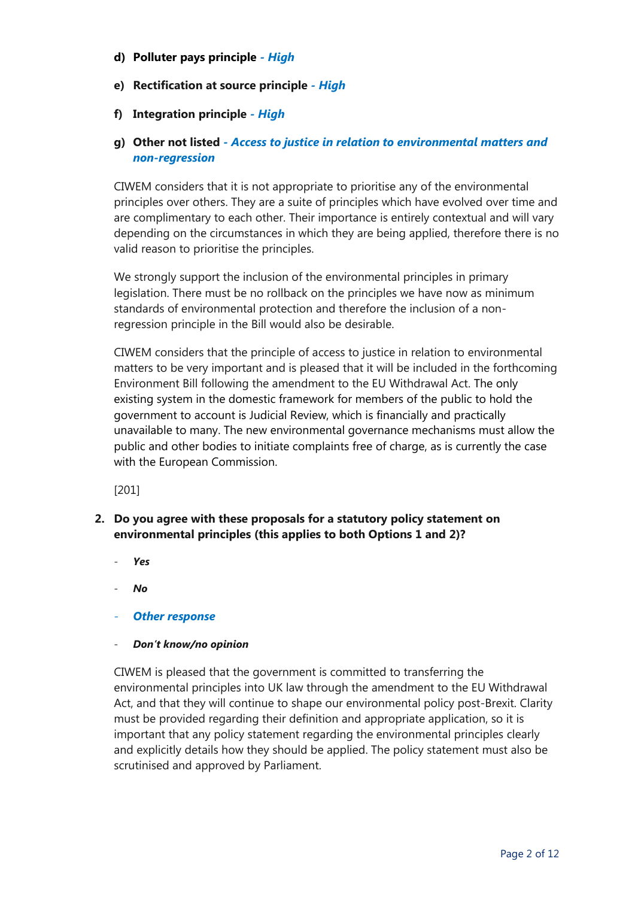**d) Polluter pays principle** ***- High***

**e) Rectification at source principle** ***- High***

**f) Integration principle** ***- High***

**g) Other not listed** ***- Access to justice in relation to environmental matters and non-regression***

CIWEM considers that it is not appropriate to prioritise any of the environmental principles over others. They are a suite of principles which have evolved over time and are complimentary to each other. Their importance is entirely contextual and will vary depending on the circumstances in which they are being applied, therefore there is no valid reason to prioritise the principles.

We strongly support the inclusion of the environmental principles in primary legislation. There must be no rollback on the principles we have now as minimum standards of environmental protection and therefore the inclusion of a non-regression principle in the Bill would also be desirable.

CIWEM considers that the principle of access to justice in relation to environmental matters to be very important and is pleased that it will be included in the forthcoming Environment Bill following the amendment to the EU Withdrawal Act. The only existing system in the domestic framework for members of the public to hold the government to account is Judicial Review, which is financially and practically unavailable to many. The new environmental governance mechanisms must allow the public and other bodies to initiate complaints free of charge, as is currently the case with the European Commission.

[201]

**2. Do you agree with these proposals for a statutory policy statement on environmental principles (this applies to both Options 1 and 2)?**

- ***Yes***
- ***No***
- ***Other response***
- ***Don't know/no opinion***

CIWEM is pleased that the government is committed to transferring the environmental principles into UK law through the amendment to the EU Withdrawal Act, and that they will continue to shape our environmental policy post-Brexit. Clarity must be provided regarding their definition and appropriate application, so it is important that any policy statement regarding the environmental principles clearly and explicitly details how they should be applied. The policy statement must also be scrutinised and approved by Parliament.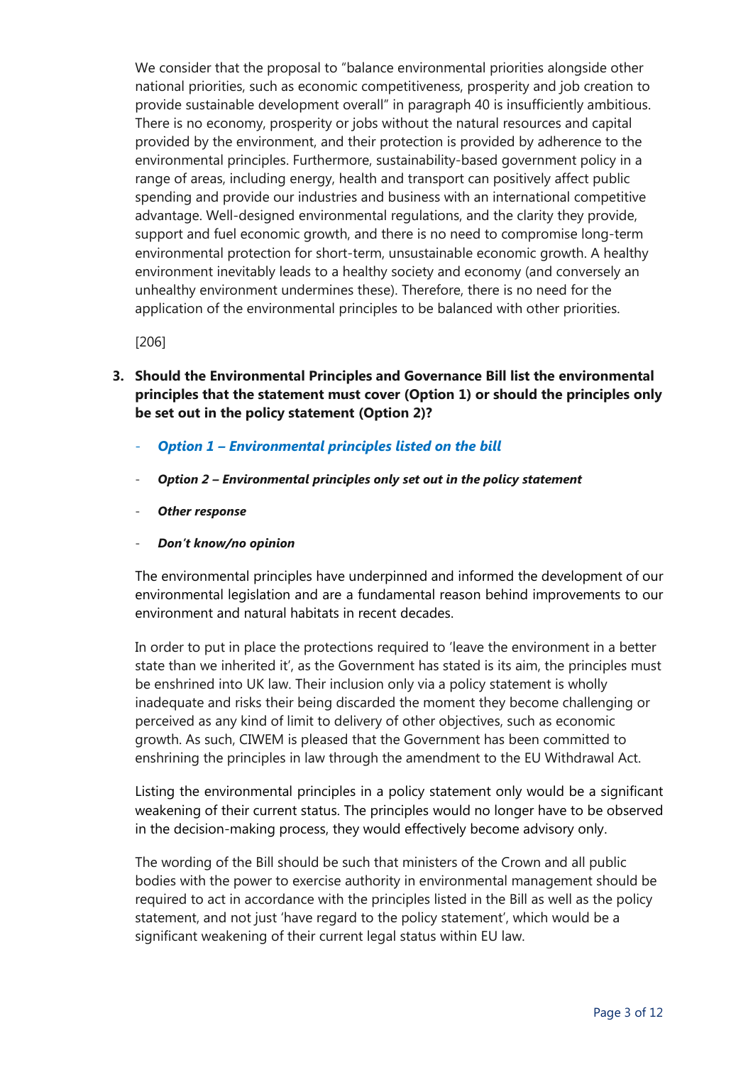We consider that the proposal to "balance environmental priorities alongside other national priorities, such as economic competitiveness, prosperity and job creation to provide sustainable development overall" in paragraph 40 is insufficiently ambitious. There is no economy, prosperity or jobs without the natural resources and capital provided by the environment, and their protection is provided by adherence to the environmental principles. Furthermore, sustainability-based government policy in a range of areas, including energy, health and transport can positively affect public spending and provide our industries and business with an international competitive advantage. Well-designed environmental regulations, and the clarity they provide, support and fuel economic growth, and there is no need to compromise long-term environmental protection for short-term, unsustainable economic growth. A healthy environment inevitably leads to a healthy society and economy (and conversely an unhealthy environment undermines these). Therefore, there is no need for the application of the environmental principles to be balanced with other priorities.

[206]

3. **Should the Environmental Principles and Governance Bill list the environmental principles that the statement must cover (Option 1) or should the principles only be set out in the policy statement (Option 2)?**

   - ***Option 1 – Environmental principles listed on the bill***
   - ***Option 2 – Environmental principles only set out in the policy statement***
   - ***Other response***
   - ***Don't know/no opinion***

   The environmental principles have underpinned and informed the development of our environmental legislation and are a fundamental reason behind improvements to our environment and natural habitats in recent decades.

   In order to put in place the protections required to 'leave the environment in a better state than we inherited it', as the Government has stated is its aim, the principles must be enshrined into UK law. Their inclusion only via a policy statement is wholly inadequate and risks their being discarded the moment they become challenging or perceived as any kind of limit to delivery of other objectives, such as economic growth. As such, CIWEM is pleased that the Government has been committed to enshrining the principles in law through the amendment to the EU Withdrawal Act.

   Listing the environmental principles in a policy statement only would be a significant weakening of their current status. The principles would no longer have to be observed in the decision-making process, they would effectively become advisory only.

   The wording of the Bill should be such that ministers of the Crown and all public bodies with the power to exercise authority in environmental management should be required to act in accordance with the principles listed in the Bill as well as the policy statement, and not just 'have regard to the policy statement', which would be a significant weakening of their current legal status within EU law.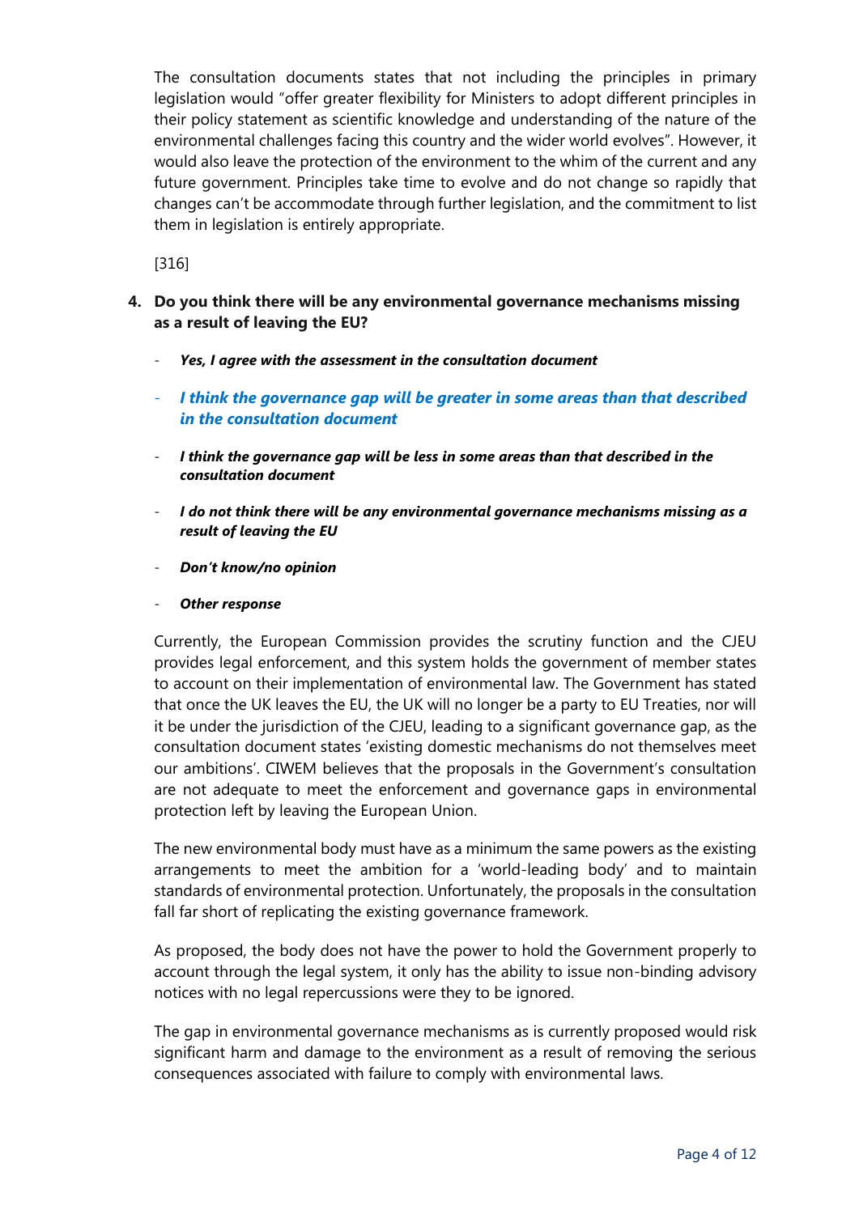The consultation documents states that not including the principles in primary legislation would "offer greater flexibility for Ministers to adopt different principles in their policy statement as scientific knowledge and understanding of the nature of the environmental challenges facing this country and the wider world evolves". However, it would also leave the protection of the environment to the whim of the current and any future government. Principles take time to evolve and do not change so rapidly that changes can't be accommodate through further legislation, and the commitment to list them in legislation is entirely appropriate.

[316]

4. **Do you think there will be any environmental governance mechanisms missing as a result of leaving the EU?**

- ***Yes, I agree with the assessment in the consultation document***
- ***I think the governance gap will be greater in some areas than that described in the consultation document***
- ***I think the governance gap will be less in some areas than that described in the consultation document***
- ***I do not think there will be any environmental governance mechanisms missing as a result of leaving the EU***
- ***Don't know/no opinion***
- ***Other response***

Currently, the European Commission provides the scrutiny function and the CJEU provides legal enforcement, and this system holds the government of member states to account on their implementation of environmental law. The Government has stated that once the UK leaves the EU, the UK will no longer be a party to EU Treaties, nor will it be under the jurisdiction of the CJEU, leading to a significant governance gap, as the consultation document states 'existing domestic mechanisms do not themselves meet our ambitions'. CIWEM believes that the proposals in the Government's consultation are not adequate to meet the enforcement and governance gaps in environmental protection left by leaving the European Union.

The new environmental body must have as a minimum the same powers as the existing arrangements to meet the ambition for a 'world-leading body' and to maintain standards of environmental protection. Unfortunately, the proposals in the consultation fall far short of replicating the existing governance framework.

As proposed, the body does not have the power to hold the Government properly to account through the legal system, it only has the ability to issue non-binding advisory notices with no legal repercussions were they to be ignored.

The gap in environmental governance mechanisms as is currently proposed would risk significant harm and damage to the environment as a result of removing the serious consequences associated with failure to comply with environmental laws.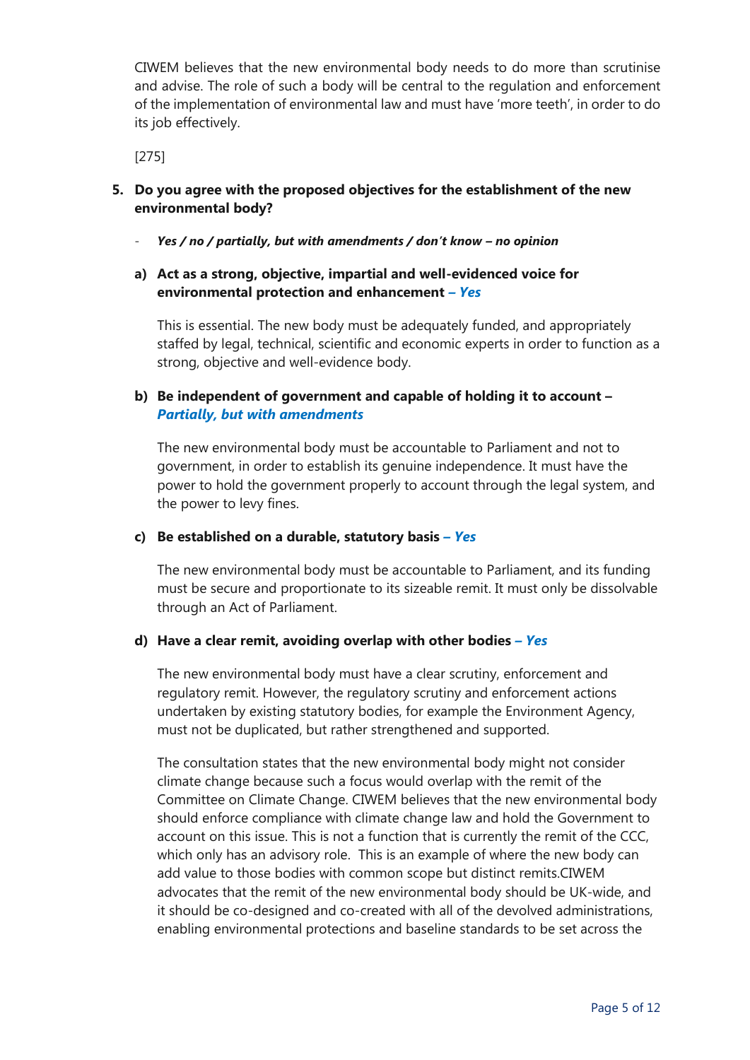CIWEM believes that the new environmental body needs to do more than scrutinise and advise. The role of such a body will be central to the regulation and enforcement of the implementation of environmental law and must have 'more teeth', in order to do its job effectively.

[275]

5. **Do you agree with the proposed objectives for the establishment of the new environmental body?**

   - ***Yes / no / partially, but with amendments / don't know – no opinion***

   a) **Act as a strong, objective, impartial and well-evidenced voice for environmental protection and enhancement *– Yes***

   This is essential. The new body must be adequately funded, and appropriately staffed by legal, technical, scientific and economic experts in order to function as a strong, objective and well-evidence body.

   b) **Be independent of government and capable of holding it to account – *Partially, but with amendments***

   The new environmental body must be accountable to Parliament and not to government, in order to establish its genuine independence. It must have the power to hold the government properly to account through the legal system, and the power to levy fines.

   c) **Be established on a durable, statutory basis *– Yes***

   The new environmental body must be accountable to Parliament, and its funding must be secure and proportionate to its sizeable remit. It must only be dissolvable through an Act of Parliament.

   d) **Have a clear remit, avoiding overlap with other bodies *– Yes***

   The new environmental body must have a clear scrutiny, enforcement and regulatory remit. However, the regulatory scrutiny and enforcement actions undertaken by existing statutory bodies, for example the Environment Agency, must not be duplicated, but rather strengthened and supported.

   The consultation states that the new environmental body might not consider climate change because such a focus would overlap with the remit of the Committee on Climate Change. CIWEM believes that the new environmental body should enforce compliance with climate change law and hold the Government to account on this issue. This is not a function that is currently the remit of the CCC, which only has an advisory role. This is an example of where the new body can add value to those bodies with common scope but distinct remits.CIWEM advocates that the remit of the new environmental body should be UK-wide, and it should be co-designed and co-created with all of the devolved administrations, enabling environmental protections and baseline standards to be set across the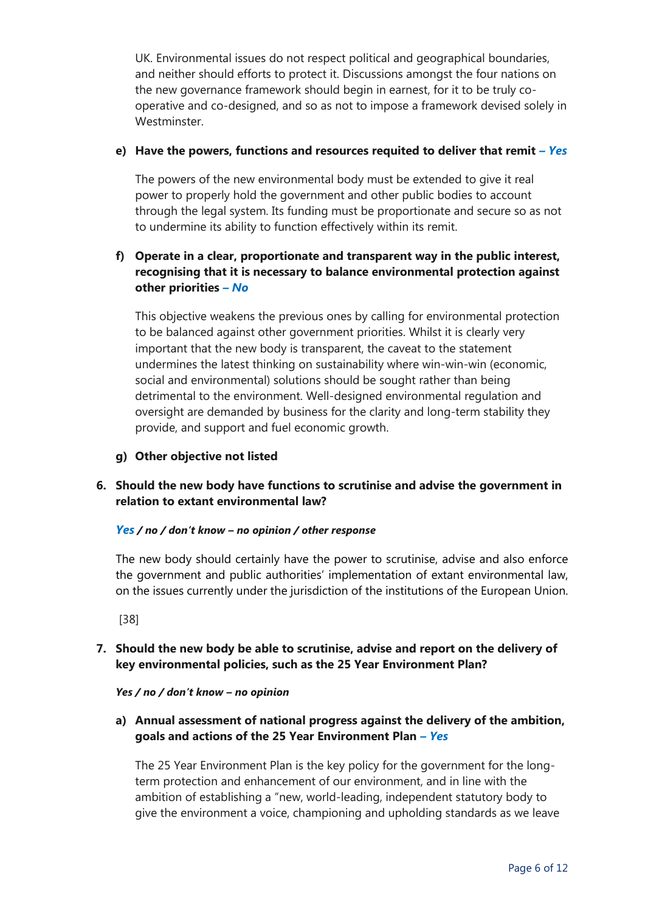UK. Environmental issues do not respect political and geographical boundaries, and neither should efforts to protect it. Discussions amongst the four nations on the new governance framework should begin in earnest, for it to be truly co-operative and co-designed, and so as not to impose a framework devised solely in Westminster.

**e) Have the powers, functions and resources requited to deliver that remit** ***– Yes***

The powers of the new environmental body must be extended to give it real power to properly hold the government and other public bodies to account through the legal system. Its funding must be proportionate and secure so as not to undermine its ability to function effectively within its remit.

**f) Operate in a clear, proportionate and transparent way in the public interest, recognising that it is necessary to balance environmental protection against other priorities** ***– No***

This objective weakens the previous ones by calling for environmental protection to be balanced against other government priorities. Whilst it is clearly very important that the new body is transparent, the caveat to the statement undermines the latest thinking on sustainability where win-win-win (economic, social and environmental) solutions should be sought rather than being detrimental to the environment. Well-designed environmental regulation and oversight are demanded by business for the clarity and long-term stability they provide, and support and fuel economic growth.

**g) Other objective not listed**

**6. Should the new body have functions to scrutinise and advise the government in relation to extant environmental law?**

***Yes / no / don't know – no opinion / other response***

The new body should certainly have the power to scrutinise, advise and also enforce the government and public authorities' implementation of extant environmental law, on the issues currently under the jurisdiction of the institutions of the European Union.

[38]

**7. Should the new body be able to scrutinise, advise and report on the delivery of key environmental policies, such as the 25 Year Environment Plan?**

***Yes / no / don't know – no opinion***

**a) Annual assessment of national progress against the delivery of the ambition, goals and actions of the 25 Year Environment Plan** ***– Yes***

The 25 Year Environment Plan is the key policy for the government for the long-term protection and enhancement of our environment, and in line with the ambition of establishing a "new, world-leading, independent statutory body to give the environment a voice, championing and upholding standards as we leave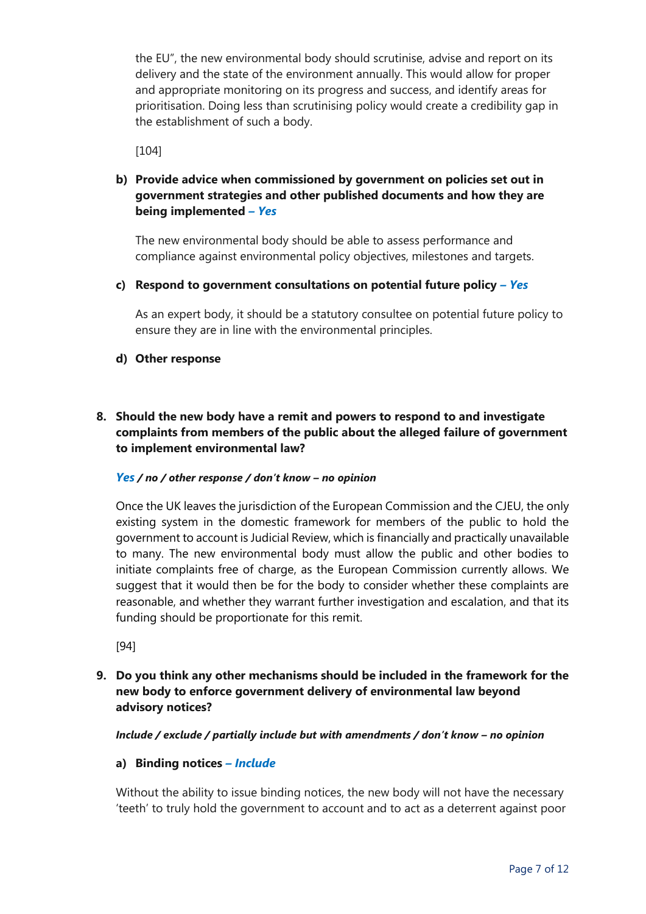the EU", the new environmental body should scrutinise, advise and report on its delivery and the state of the environment annually. This would allow for proper and appropriate monitoring on its progress and success, and identify areas for prioritisation. Doing less than scrutinising policy would create a credibility gap in the establishment of such a body.

[104]

**b) Provide advice when commissioned by government on policies set out in government strategies and other published documents and how they are being implemented** ***– Yes***

The new environmental body should be able to assess performance and compliance against environmental policy objectives, milestones and targets.

**c) Respond to government consultations on potential future policy** ***– Yes***

As an expert body, it should be a statutory consultee on potential future policy to ensure they are in line with the environmental principles.

**d) Other response**

**8. Should the new body have a remit and powers to respond to and investigate complaints from members of the public about the alleged failure of government to implement environmental law?**

***Yes / no / other response / don't know – no opinion***

Once the UK leaves the jurisdiction of the European Commission and the CJEU, the only existing system in the domestic framework for members of the public to hold the government to account is Judicial Review, which is financially and practically unavailable to many. The new environmental body must allow the public and other bodies to initiate complaints free of charge, as the European Commission currently allows. We suggest that it would then be for the body to consider whether these complaints are reasonable, and whether they warrant further investigation and escalation, and that its funding should be proportionate for this remit.

[94]

**9. Do you think any other mechanisms should be included in the framework for the new body to enforce government delivery of environmental law beyond advisory notices?**

***Include / exclude / partially include but with amendments / don't know – no opinion***

**a) Binding notices** ***– Include***

Without the ability to issue binding notices, the new body will not have the necessary 'teeth' to truly hold the government to account and to act as a deterrent against poor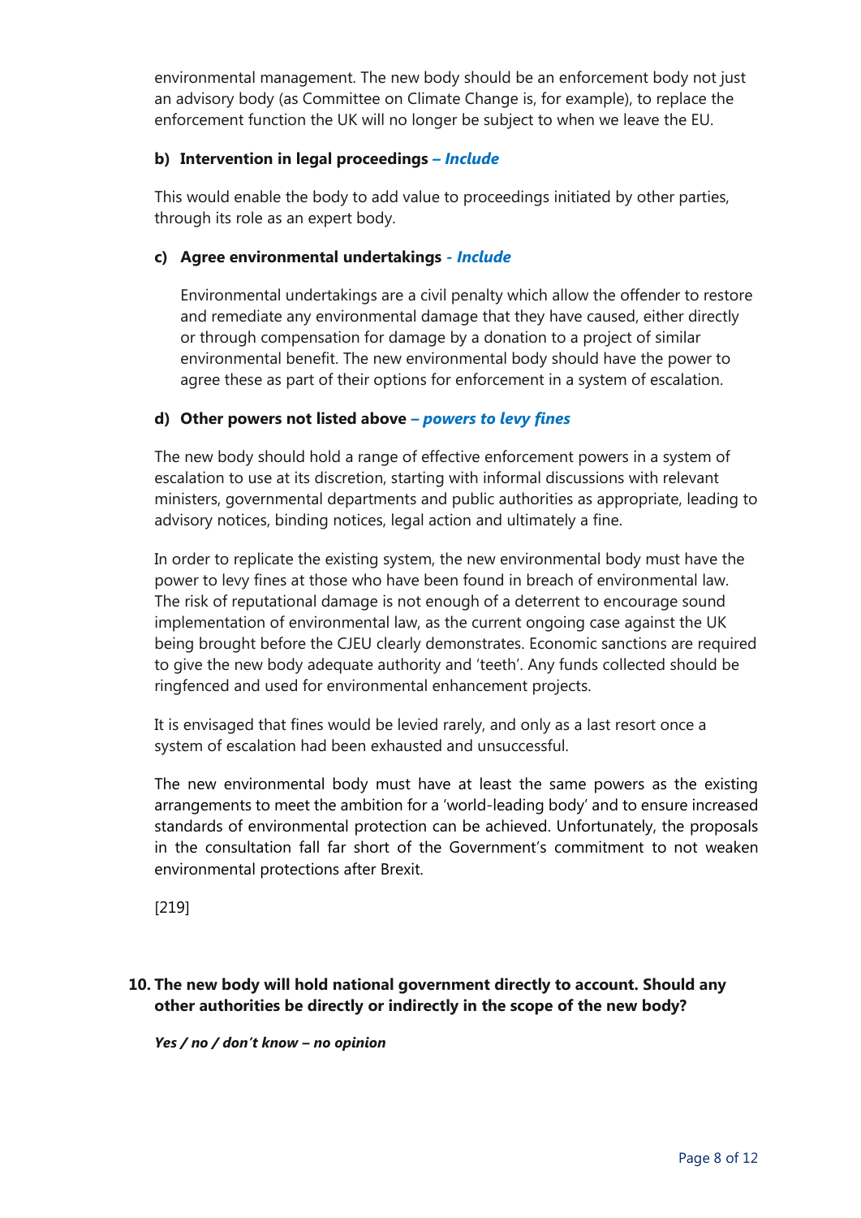environmental management. The new body should be an enforcement body not just an advisory body (as Committee on Climate Change is, for example), to replace the enforcement function the UK will no longer be subject to when we leave the EU.

**b) Intervention in legal proceedings** ***– Include***

This would enable the body to add value to proceedings initiated by other parties, through its role as an expert body.

**c) Agree environmental undertakings** ***- Include***

Environmental undertakings are a civil penalty which allow the offender to restore and remediate any environmental damage that they have caused, either directly or through compensation for damage by a donation to a project of similar environmental benefit. The new environmental body should have the power to agree these as part of their options for enforcement in a system of escalation.

**d) Other powers not listed above** ***– powers to levy fines***

The new body should hold a range of effective enforcement powers in a system of escalation to use at its discretion, starting with informal discussions with relevant ministers, governmental departments and public authorities as appropriate, leading to advisory notices, binding notices, legal action and ultimately a fine.

In order to replicate the existing system, the new environmental body must have the power to levy fines at those who have been found in breach of environmental law. The risk of reputational damage is not enough of a deterrent to encourage sound implementation of environmental law, as the current ongoing case against the UK being brought before the CJEU clearly demonstrates. Economic sanctions are required to give the new body adequate authority and 'teeth'. Any funds collected should be ringfenced and used for environmental enhancement projects.

It is envisaged that fines would be levied rarely, and only as a last resort once a system of escalation had been exhausted and unsuccessful.

The new environmental body must have at least the same powers as the existing arrangements to meet the ambition for a 'world-leading body' and to ensure increased standards of environmental protection can be achieved. Unfortunately, the proposals in the consultation fall far short of the Government's commitment to not weaken environmental protections after Brexit.

[219]

**10. The new body will hold national government directly to account. Should any other authorities be directly or indirectly in the scope of the new body?**

***Yes / no / don't know – no opinion***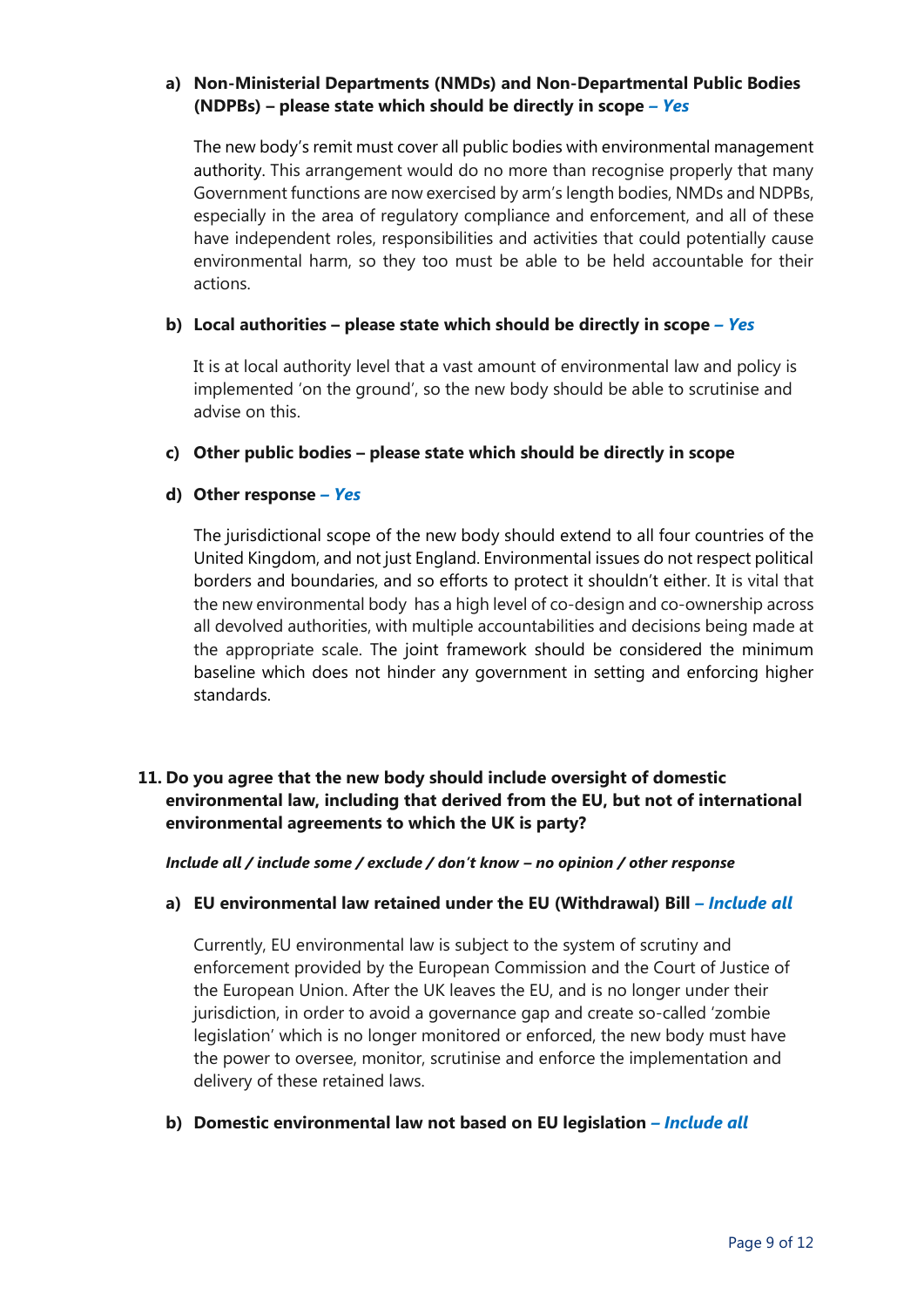a) **Non-Ministerial Departments (NMDs) and Non-Departmental Public Bodies (NDPBs) – please state which should be directly in scope** ***– Yes***

The new body's remit must cover all public bodies with environmental management authority. This arrangement would do no more than recognise properly that many Government functions are now exercised by arm's length bodies, NMDs and NDPBs, especially in the area of regulatory compliance and enforcement, and all of these have independent roles, responsibilities and activities that could potentially cause environmental harm, so they too must be able to be held accountable for their actions.

b) **Local authorities – please state which should be directly in scope** ***– Yes***

It is at local authority level that a vast amount of environmental law and policy is implemented 'on the ground', so the new body should be able to scrutinise and advise on this.

c) **Other public bodies – please state which should be directly in scope**

d) **Other response** ***– Yes***

The jurisdictional scope of the new body should extend to all four countries of the United Kingdom, and not just England. Environmental issues do not respect political borders and boundaries, and so efforts to protect it shouldn't either. It is vital that the new environmental body has a high level of co-design and co-ownership across all devolved authorities, with multiple accountabilities and decisions being made at the appropriate scale. The joint framework should be considered the minimum baseline which does not hinder any government in setting and enforcing higher standards.

**11. Do you agree that the new body should include oversight of domestic environmental law, including that derived from the EU, but not of international environmental agreements to which the UK is party?**

***Include all / include some / exclude / don't know – no opinion / other response***

a) **EU environmental law retained under the EU (Withdrawal) Bill** ***– Include all***

Currently, EU environmental law is subject to the system of scrutiny and enforcement provided by the European Commission and the Court of Justice of the European Union. After the UK leaves the EU, and is no longer under their jurisdiction, in order to avoid a governance gap and create so-called 'zombie legislation' which is no longer monitored or enforced, the new body must have the power to oversee, monitor, scrutinise and enforce the implementation and delivery of these retained laws.

b) **Domestic environmental law not based on EU legislation** ***– Include all***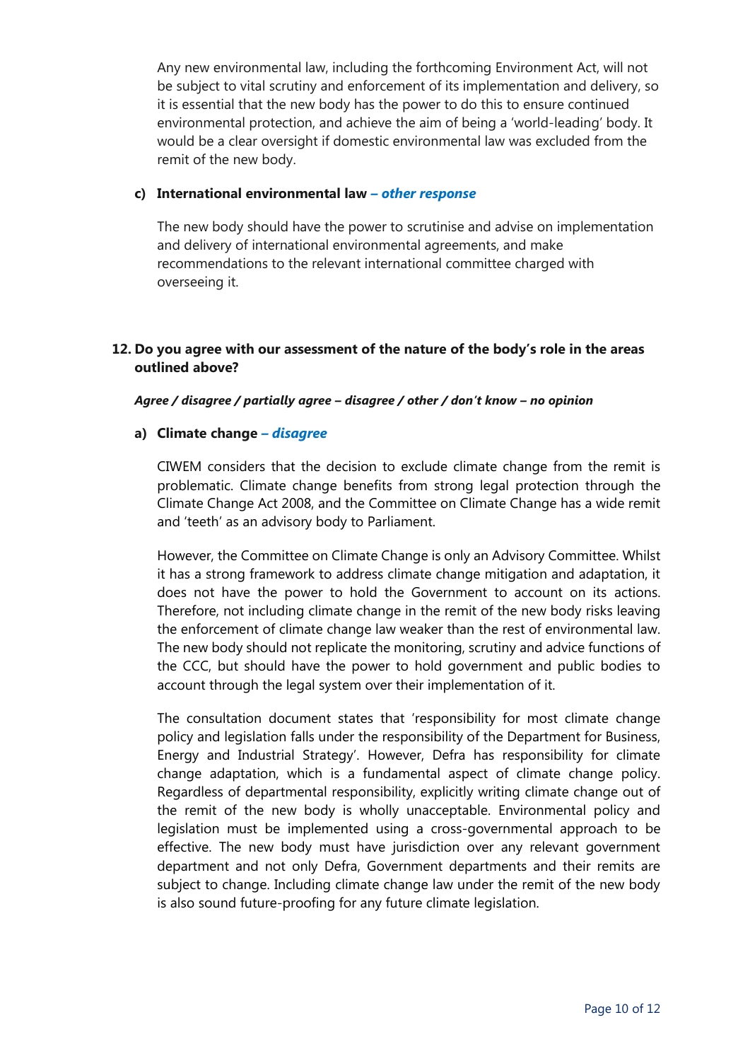Any new environmental law, including the forthcoming Environment Act, will not be subject to vital scrutiny and enforcement of its implementation and delivery, so it is essential that the new body has the power to do this to ensure continued environmental protection, and achieve the aim of being a 'world-leading' body. It would be a clear oversight if domestic environmental law was excluded from the remit of the new body.

**c) International environmental law** ***– other response***

The new body should have the power to scrutinise and advise on implementation and delivery of international environmental agreements, and make recommendations to the relevant international committee charged with overseeing it.

**12. Do you agree with our assessment of the nature of the body's role in the areas outlined above?**

***Agree / disagree / partially agree – disagree / other / don't know – no opinion***

**a) Climate change** ***– disagree***

CIWEM considers that the decision to exclude climate change from the remit is problematic. Climate change benefits from strong legal protection through the Climate Change Act 2008, and the Committee on Climate Change has a wide remit and 'teeth' as an advisory body to Parliament.

However, the Committee on Climate Change is only an Advisory Committee. Whilst it has a strong framework to address climate change mitigation and adaptation, it does not have the power to hold the Government to account on its actions. Therefore, not including climate change in the remit of the new body risks leaving the enforcement of climate change law weaker than the rest of environmental law. The new body should not replicate the monitoring, scrutiny and advice functions of the CCC, but should have the power to hold government and public bodies to account through the legal system over their implementation of it.

The consultation document states that 'responsibility for most climate change policy and legislation falls under the responsibility of the Department for Business, Energy and Industrial Strategy'. However, Defra has responsibility for climate change adaptation, which is a fundamental aspect of climate change policy. Regardless of departmental responsibility, explicitly writing climate change out of the remit of the new body is wholly unacceptable. Environmental policy and legislation must be implemented using a cross-governmental approach to be effective. The new body must have jurisdiction over any relevant government department and not only Defra, Government departments and their remits are subject to change. Including climate change law under the remit of the new body is also sound future-proofing for any future climate legislation.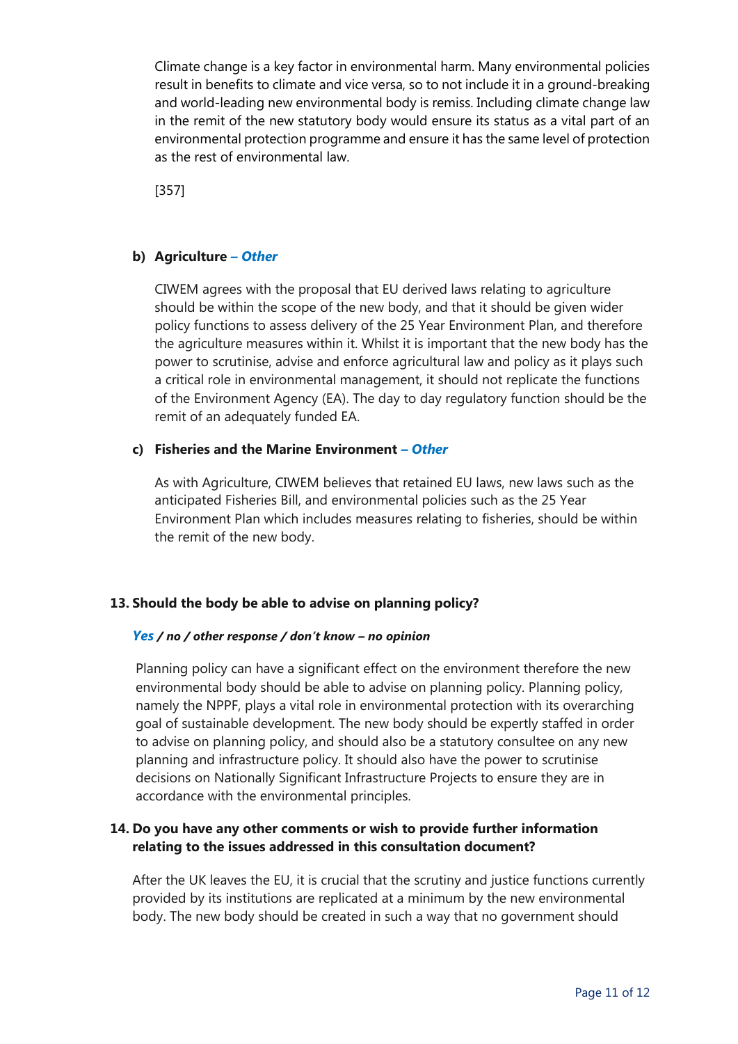Climate change is a key factor in environmental harm. Many environmental policies result in benefits to climate and vice versa, so to not include it in a ground-breaking and world-leading new environmental body is remiss. Including climate change law in the remit of the new statutory body would ensure its status as a vital part of an environmental protection programme and ensure it has the same level of protection as the rest of environmental law.

[357]

**b) Agriculture** – ***Other***

CIWEM agrees with the proposal that EU derived laws relating to agriculture should be within the scope of the new body, and that it should be given wider policy functions to assess delivery of the 25 Year Environment Plan, and therefore the agriculture measures within it. Whilst it is important that the new body has the power to scrutinise, advise and enforce agricultural law and policy as it plays such a critical role in environmental management, it should not replicate the functions of the Environment Agency (EA). The day to day regulatory function should be the remit of an adequately funded EA.

**c) Fisheries and the Marine Environment** – ***Other***

As with Agriculture, CIWEM believes that retained EU laws, new laws such as the anticipated Fisheries Bill, and environmental policies such as the 25 Year Environment Plan which includes measures relating to fisheries, should be within the remit of the new body.

**13. Should the body be able to advise on planning policy?**

***Yes / no / other response / don't know – no opinion***

Planning policy can have a significant effect on the environment therefore the new environmental body should be able to advise on planning policy. Planning policy, namely the NPPF, plays a vital role in environmental protection with its overarching goal of sustainable development. The new body should be expertly staffed in order to advise on planning policy, and should also be a statutory consultee on any new planning and infrastructure policy. It should also have the power to scrutinise decisions on Nationally Significant Infrastructure Projects to ensure they are in accordance with the environmental principles.

**14. Do you have any other comments or wish to provide further information relating to the issues addressed in this consultation document?**

After the UK leaves the EU, it is crucial that the scrutiny and justice functions currently provided by its institutions are replicated at a minimum by the new environmental body. The new body should be created in such a way that no government should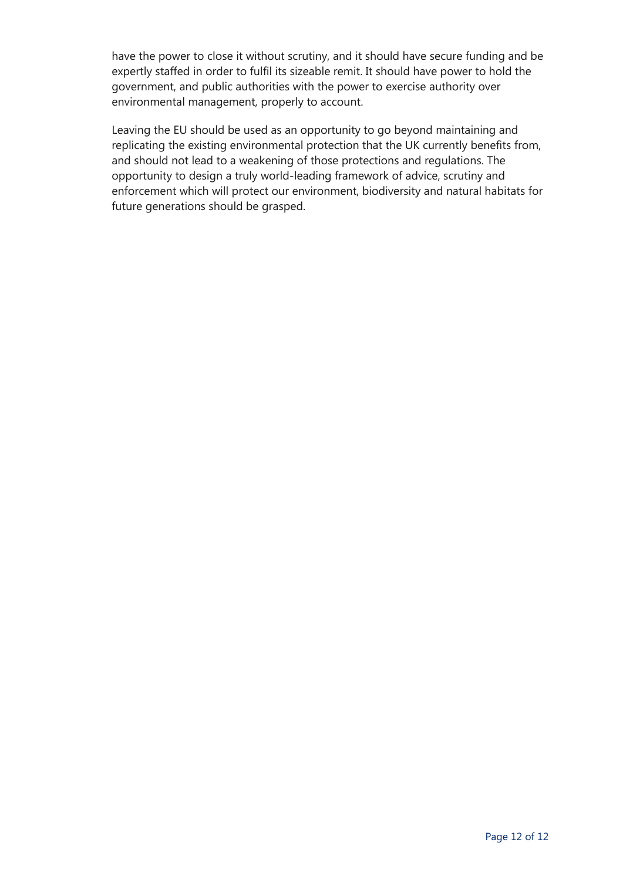have the power to close it without scrutiny, and it should have secure funding and be expertly staffed in order to fulfil its sizeable remit. It should have power to hold the government, and public authorities with the power to exercise authority over environmental management, properly to account.

Leaving the EU should be used as an opportunity to go beyond maintaining and replicating the existing environmental protection that the UK currently benefits from, and should not lead to a weakening of those protections and regulations. The opportunity to design a truly world-leading framework of advice, scrutiny and enforcement which will protect our environment, biodiversity and natural habitats for future generations should be grasped.